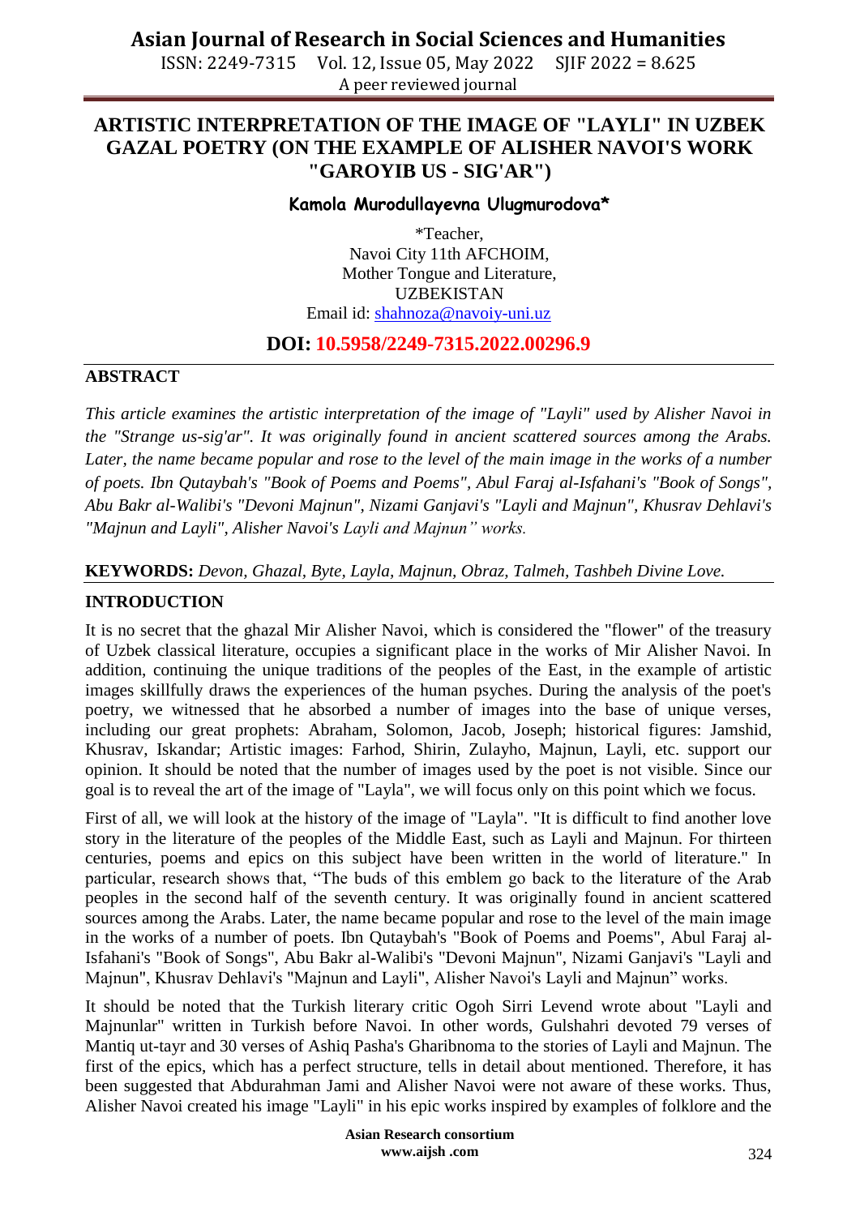# ARTISTIC INTERPRETATION OF THE IMAGE OF "LAYLI" IN UZBEK GAZAL POETRY (ON THE EXAMPLE OF ALISHER NAVOI'S WORK "GAROYIB US - SIG'AR")

**Kamola Murodullayevna Ulugmurodova***

*Teacher,
Navoi City 11th AFCHOIM,
Mother Tongue and Literature,
UZBEKISTAN
Email id: shahnoza@navoiy-uni.uz

**DOI: 10.5958/2249-7315.2022.00296.9**

## ABSTRACT

*This article examines the artistic interpretation of the image of "Layli" used by Alisher Navoi in the "Strange us-sig'ar". It was originally found in ancient scattered sources among the Arabs. Later, the name became popular and rose to the level of the main image in the works of a number of poets. Ibn Qutaybah's "Book of Poems and Poems", Abul Faraj al-Isfahani's "Book of Songs", Abu Bakr al-Walibi's "Devoni Majnun", Nizami Ganjavi's "Layli and Majnun", Khusrav Dehlavi's "Majnun and Layli", Alisher Navoi's Layli and Majnun" works.*

**KEYWORDS:** *Devon, Ghazal, Byte, Layla, Majnun, Obraz, Talmeh, Tashbeh Divine Love.*

## INTRODUCTION

It is no secret that the ghazal Mir Alisher Navoi, which is considered the "flower" of the treasury of Uzbek classical literature, occupies a significant place in the works of Mir Alisher Navoi. In addition, continuing the unique traditions of the peoples of the East, in the example of artistic images skillfully draws the experiences of the human psyches. During the analysis of the poet's poetry, we witnessed that he absorbed a number of images into the base of unique verses, including our great prophets: Abraham, Solomon, Jacob, Joseph; historical figures: Jamshid, Khusrav, Iskandar; Artistic images: Farhod, Shirin, Zulayho, Majnun, Layli, etc. support our opinion. It should be noted that the number of images used by the poet is not visible. Since our goal is to reveal the art of the image of "Layla", we will focus only on this point which we focus.

First of all, we will look at the history of the image of "Layla". "It is difficult to find another love story in the literature of the peoples of the Middle East, such as Layli and Majnun. For thirteen centuries, poems and epics on this subject have been written in the world of literature." In particular, research shows that, "The buds of this emblem go back to the literature of the Arab peoples in the second half of the seventh century. It was originally found in ancient scattered sources among the Arabs. Later, the name became popular and rose to the level of the main image in the works of a number of poets. Ibn Qutaybah's "Book of Poems and Poems", Abul Faraj al-Isfahani's "Book of Songs", Abu Bakr al-Walibi's "Devoni Majnun", Nizami Ganjavi's "Layli and Majnun", Khusrav Dehlavi's "Majnun and Layli", Alisher Navoi's Layli and Majnun" works.

It should be noted that the Turkish literary critic Ogoh Sirri Levend wrote about "Layli and Majnunlar" written in Turkish before Navoi. In other words, Gulshahri devoted 79 verses of Mantiq ut-tayr and 30 verses of Ashiq Pasha's Gharibnoma to the stories of Layli and Majnun. The first of the epics, which has a perfect structure, tells in detail about mentioned. Therefore, it has been suggested that Abdurahman Jami and Alisher Navoi were not aware of these works. Thus, Alisher Navoi created his image "Layli" in his epic works inspired by examples of folklore and the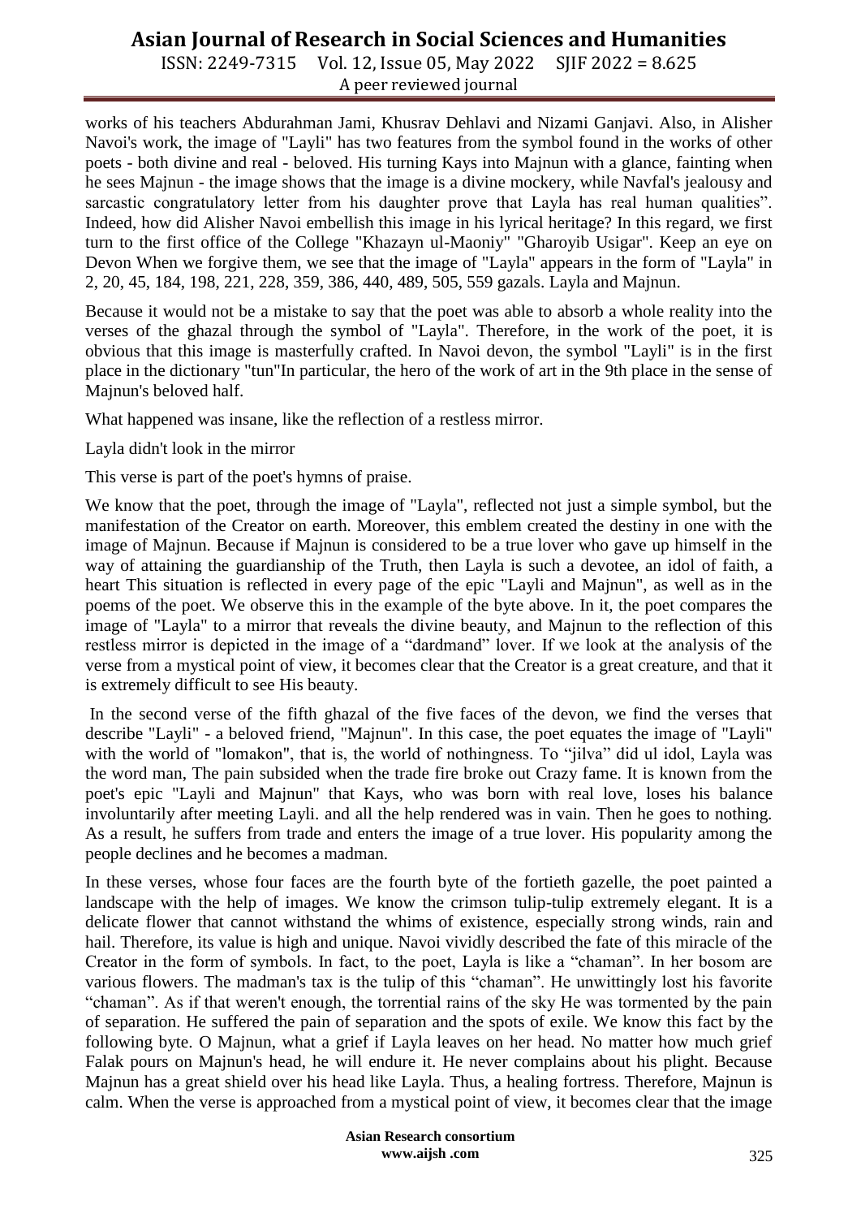works of his teachers Abdurahman Jami, Khusrav Dehlavi and Nizami Ganjavi. Also, in Alisher Navoi's work, the image of "Layli" has two features from the symbol found in the works of other poets - both divine and real - beloved. His turning Kays into Majnun with a glance, fainting when he sees Majnun - the image shows that the image is a divine mockery, while Navfal's jealousy and sarcastic congratulatory letter from his daughter prove that Layla has real human qualities". Indeed, how did Alisher Navoi embellish this image in his lyrical heritage? In this regard, we first turn to the first office of the College "Khazayn ul-Maoniy" "Gharoyib Usigar". Keep an eye on Devon When we forgive them, we see that the image of "Layla" appears in the form of "Layla" in 2, 20, 45, 184, 198, 221, 228, 359, 386, 440, 489, 505, 559 gazals. Layla and Majnun.

Because it would not be a mistake to say that the poet was able to absorb a whole reality into the verses of the ghazal through the symbol of "Layla". Therefore, in the work of the poet, it is obvious that this image is masterfully crafted. In Navoi devon, the symbol "Layli" is in the first place in the dictionary "tun"In particular, the hero of the work of art in the 9th place in the sense of Majnun's beloved half.

What happened was insane, like the reflection of a restless mirror.

Layla didn't look in the mirror

This verse is part of the poet's hymns of praise.

We know that the poet, through the image of "Layla", reflected not just a simple symbol, but the manifestation of the Creator on earth. Moreover, this emblem created the destiny in one with the image of Majnun. Because if Majnun is considered to be a true lover who gave up himself in the way of attaining the guardianship of the Truth, then Layla is such a devotee, an idol of faith, a heart This situation is reflected in every page of the epic "Layli and Majnun", as well as in the poems of the poet. We observe this in the example of the byte above. In it, the poet compares the image of "Layla" to a mirror that reveals the divine beauty, and Majnun to the reflection of this restless mirror is depicted in the image of a "dardmand" lover. If we look at the analysis of the verse from a mystical point of view, it becomes clear that the Creator is a great creature, and that it is extremely difficult to see His beauty.

In the second verse of the fifth ghazal of the five faces of the devon, we find the verses that describe "Layli" - a beloved friend, "Majnun". In this case, the poet equates the image of "Layli" with the world of "lomakon", that is, the world of nothingness. To "jilva" did ul idol, Layla was the word man, The pain subsided when the trade fire broke out Crazy fame. It is known from the poet's epic "Layli and Majnun" that Kays, who was born with real love, loses his balance involuntarily after meeting Layli. and all the help rendered was in vain. Then he goes to nothing. As a result, he suffers from trade and enters the image of a true lover. His popularity among the people declines and he becomes a madman.

In these verses, whose four faces are the fourth byte of the fortieth gazelle, the poet painted a landscape with the help of images. We know the crimson tulip-tulip extremely elegant. It is a delicate flower that cannot withstand the whims of existence, especially strong winds, rain and hail. Therefore, its value is high and unique. Navoi vividly described the fate of this miracle of the Creator in the form of symbols. In fact, to the poet, Layla is like a "chaman". In her bosom are various flowers. The madman's tax is the tulip of this "chaman". He unwittingly lost his favorite "chaman". As if that weren't enough, the torrential rains of the sky He was tormented by the pain of separation. He suffered the pain of separation and the spots of exile. We know this fact by the following byte. O Majnun, what a grief if Layla leaves on her head. No matter how much grief Falak pours on Majnun's head, he will endure it. He never complains about his plight. Because Majnun has a great shield over his head like Layla. Thus, a healing fortress. Therefore, Majnun is calm. When the verse is approached from a mystical point of view, it becomes clear that the image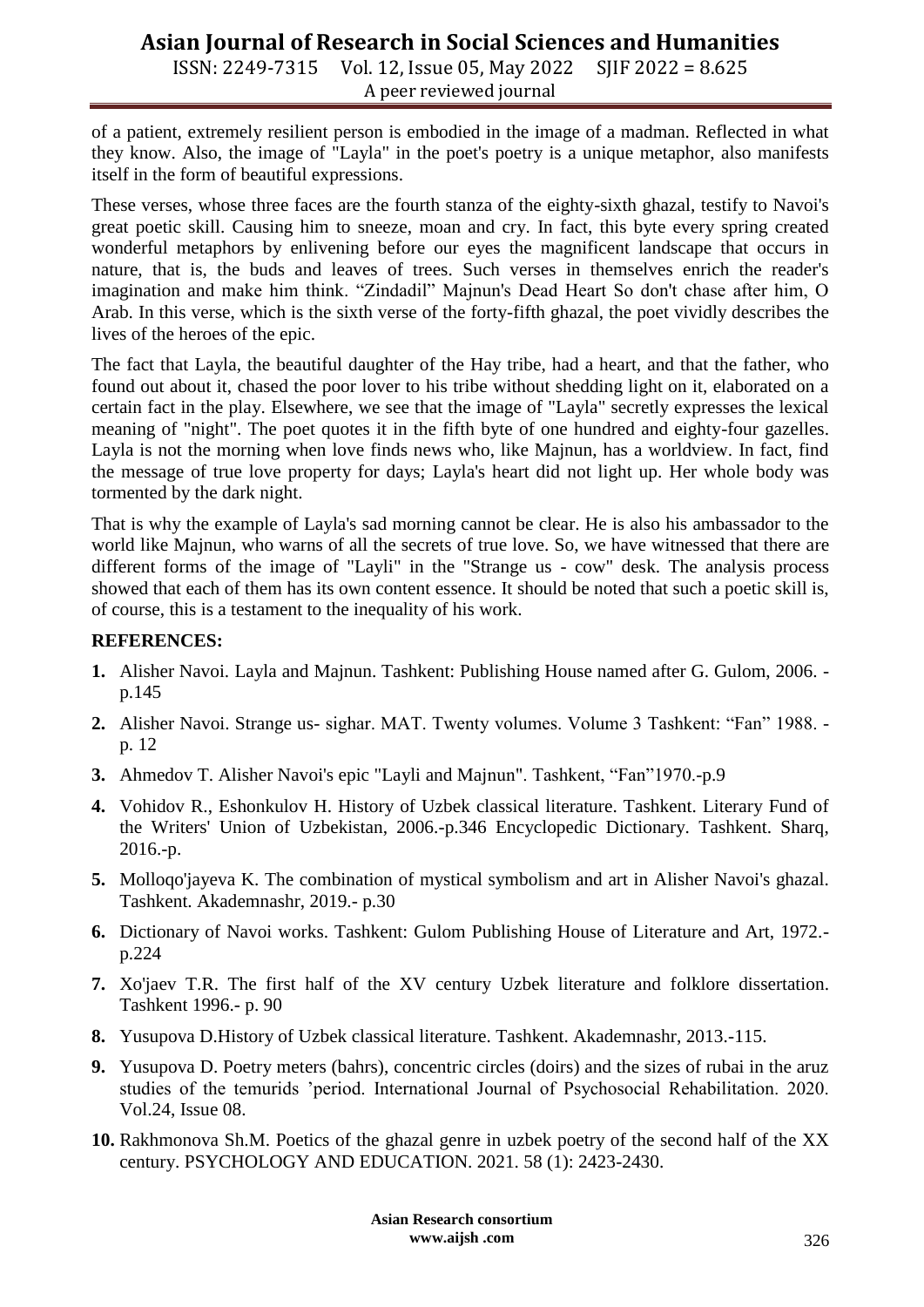of a patient, extremely resilient person is embodied in the image of a madman. Reflected in what they know. Also, the image of "Layla" in the poet's poetry is a unique metaphor, also manifests itself in the form of beautiful expressions.

These verses, whose three faces are the fourth stanza of the eighty-sixth ghazal, testify to Navoi's great poetic skill. Causing him to sneeze, moan and cry. In fact, this byte every spring created wonderful metaphors by enlivening before our eyes the magnificent landscape that occurs in nature, that is, the buds and leaves of trees. Such verses in themselves enrich the reader's imagination and make him think. "Zindadil" Majnun's Dead Heart So don't chase after him, O Arab. In this verse, which is the sixth verse of the forty-fifth ghazal, the poet vividly describes the lives of the heroes of the epic.

The fact that Layla, the beautiful daughter of the Hay tribe, had a heart, and that the father, who found out about it, chased the poor lover to his tribe without shedding light on it, elaborated on a certain fact in the play. Elsewhere, we see that the image of "Layla" secretly expresses the lexical meaning of "night". The poet quotes it in the fifth byte of one hundred and eighty-four gazelles. Layla is not the morning when love finds news who, like Majnun, has a worldview. In fact, find the message of true love property for days; Layla's heart did not light up. Her whole body was tormented by the dark night.

That is why the example of Layla's sad morning cannot be clear. He is also his ambassador to the world like Majnun, who warns of all the secrets of true love. So, we have witnessed that there are different forms of the image of "Layli" in the "Strange us - cow" desk. The analysis process showed that each of them has its own content essence. It should be noted that such a poetic skill is, of course, this is a testament to the inequality of his work.

**REFERENCES:**

1. Alisher Navoi. Layla and Majnun. Tashkent: Publishing House named after G. Gulom, 2006. -p.145
2. Alisher Navoi. Strange us- sighar. MAT. Twenty volumes. Volume 3 Tashkent: "Fan" 1988. -p. 12
3. Ahmedov T. Alisher Navoi's epic "Layli and Majnun". Tashkent, "Fan"1970.-p.9
4. Vohidov R., Eshonkulov H. History of Uzbek classical literature. Tashkent. Literary Fund of the Writers' Union of Uzbekistan, 2006.-p.346 Encyclopedic Dictionary. Tashkent. Sharq, 2016.-p.
5. Molloqo'jayeva K. The combination of mystical symbolism and art in Alisher Navoi's ghazal. Tashkent. Akademnashr, 2019.- p.30
6. Dictionary of Navoi works. Tashkent: Gulom Publishing House of Literature and Art, 1972.-p.224
7. Xo'jaev T.R. The first half of the XV century Uzbek literature and folklore dissertation. Tashkent 1996.- p. 90
8. Yusupova D.History of Uzbek classical literature. Tashkent. Akademnashr, 2013.-115.
9. Yusupova D. Poetry meters (bahrs), concentric circles (doirs) and the sizes of rubai in the aruz studies of the temurids 'period. International Journal of Psychosocial Rehabilitation. 2020. Vol.24, Issue 08.
10. Rakhmonova Sh.M. Poetics of the ghazal genre in uzbek poetry of the second half of the XX century. PSYCHOLOGY AND EDUCATION. 2021. 58 (1): 2423-2430.